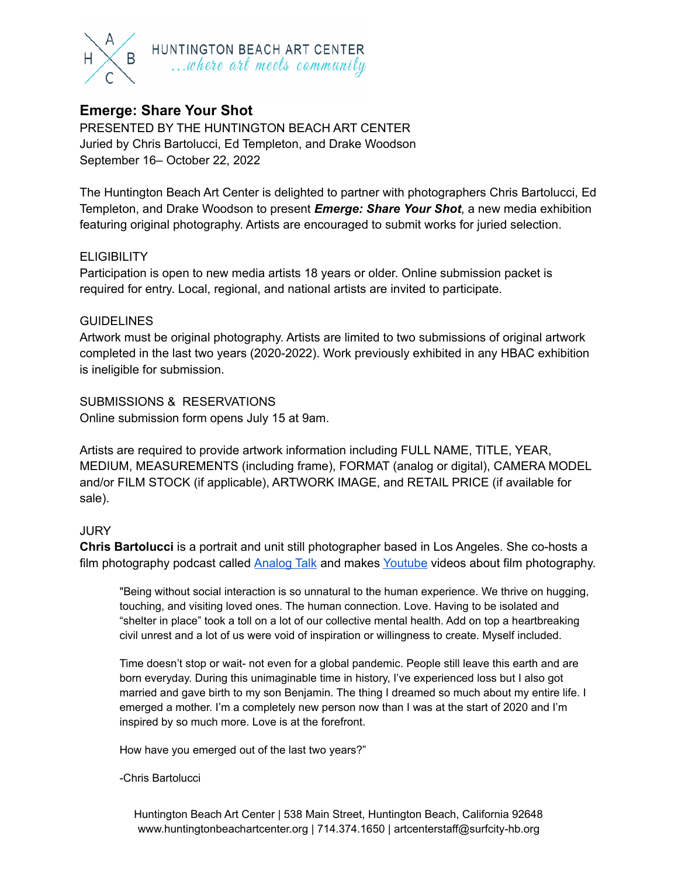HUNTINGTON BEACH ART CENTER
...where art meets community

## Emerge: Share Your Shot

PRESENTED BY THE HUNTINGTON BEACH ART CENTER
Juried by Chris Bartolucci, Ed Templeton, and Drake Woodson
September 16– October 22, 2022

The Huntington Beach Art Center is delighted to partner with photographers Chris Bartolucci, Ed Templeton, and Drake Woodson to present ***Emerge: Share Your Shot***, a new media exhibition featuring original photography. Artists are encouraged to submit works for juried selection.

ELIGIBILITY
Participation is open to new media artists 18 years or older. Online submission packet is required for entry. Local, regional, and national artists are invited to participate.

GUIDELINES
Artwork must be original photography. Artists are limited to two submissions of original artwork completed in the last two years (2020-2022). Work previously exhibited in any HBAC exhibition is ineligible for submission.

SUBMISSIONS & RESERVATIONS
Online submission form opens July 15 at 9am.

Artists are required to provide artwork information including FULL NAME, TITLE, YEAR, MEDIUM, MEASUREMENTS (including frame), FORMAT (analog or digital), CAMERA MODEL and/or FILM STOCK (if applicable), ARTWORK IMAGE, and RETAIL PRICE (if available for sale).

JURY
**Chris Bartolucci** is a portrait and unit still photographer based in Los Angeles. She co-hosts a film photography podcast called Analog Talk and makes Youtube videos about film photography.

> "Being without social interaction is so unnatural to the human experience. We thrive on hugging, touching, and visiting loved ones. The human connection. Love. Having to be isolated and "shelter in place" took a toll on a lot of our collective mental health. Add on top a heartbreaking civil unrest and a lot of us were void of inspiration or willingness to create. Myself included.
>
> Time doesn't stop or wait- not even for a global pandemic. People still leave this earth and are born everyday. During this unimaginable time in history, I've experienced loss but I also got married and gave birth to my son Benjamin. The thing I dreamed so much about my entire life. I emerged a mother. I'm a completely new person now than I was at the start of 2020 and I'm inspired by so much more. Love is at the forefront.
>
> How have you emerged out of the last two years?"
>
> -Chris Bartolucci

Huntington Beach Art Center | 538 Main Street, Huntington Beach, California 92648
www.huntingtonbeachartcenter.org | 714.374.1650 | artcenterstaff@surfcity-hb.org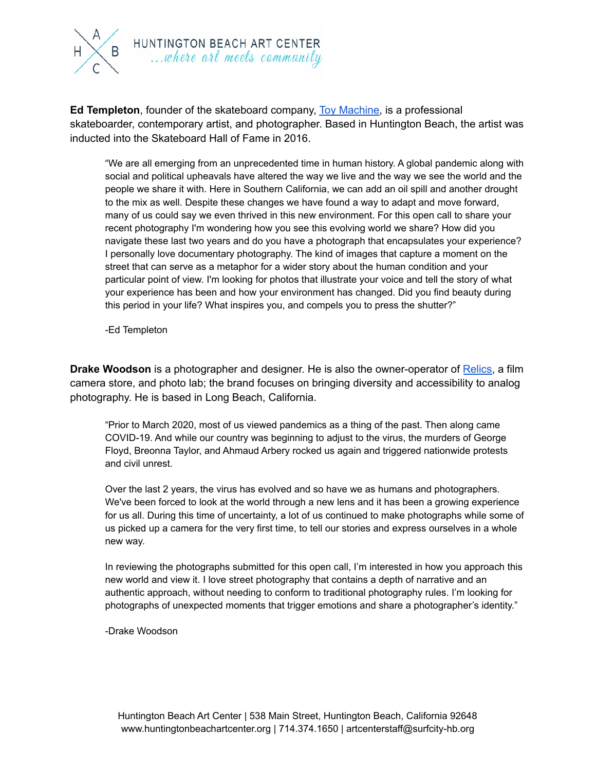**Ed Templeton**, founder of the skateboard company, Toy Machine, is a professional skateboarder, contemporary artist, and photographer. Based in Huntington Beach, the artist was inducted into the Skateboard Hall of Fame in 2016.

> "We are all emerging from an unprecedented time in human history. A global pandemic along with social and political upheavals have altered the way we live and the way we see the world and the people we share it with. Here in Southern California, we can add an oil spill and another drought to the mix as well. Despite these changes we have found a way to adapt and move forward, many of us could say we even thrived in this new environment. For this open call to share your recent photography I'm wondering how you see this evolving world we share? How did you navigate these last two years and do you have a photograph that encapsulates your experience? I personally love documentary photography. The kind of images that capture a moment on the street that can serve as a metaphor for a wider story about the human condition and your particular point of view. I'm looking for photos that illustrate your voice and tell the story of what your experience has been and how your environment has changed. Did you find beauty during this period in your life? What inspires you, and compels you to press the shutter?"
>
> -Ed Templeton

**Drake Woodson** is a photographer and designer. He is also the owner-operator of Relics, a film camera store, and photo lab; the brand focuses on bringing diversity and accessibility to analog photography. He is based in Long Beach, California.

> "Prior to March 2020, most of us viewed pandemics as a thing of the past. Then along came COVID-19. And while our country was beginning to adjust to the virus, the murders of George Floyd, Breonna Taylor, and Ahmaud Arbery rocked us again and triggered nationwide protests and civil unrest.
>
> Over the last 2 years, the virus has evolved and so have we as humans and photographers. We've been forced to look at the world through a new lens and it has been a growing experience for us all. During this time of uncertainty, a lot of us continued to make photographs while some of us picked up a camera for the very first time, to tell our stories and express ourselves in a whole new way.
>
> In reviewing the photographs submitted for this open call, I'm interested in how you approach this new world and view it. I love street photography that contains a depth of narrative and an authentic approach, without needing to conform to traditional photography rules. I'm looking for photographs of unexpected moments that trigger emotions and share a photographer's identity."
>
> -Drake Woodson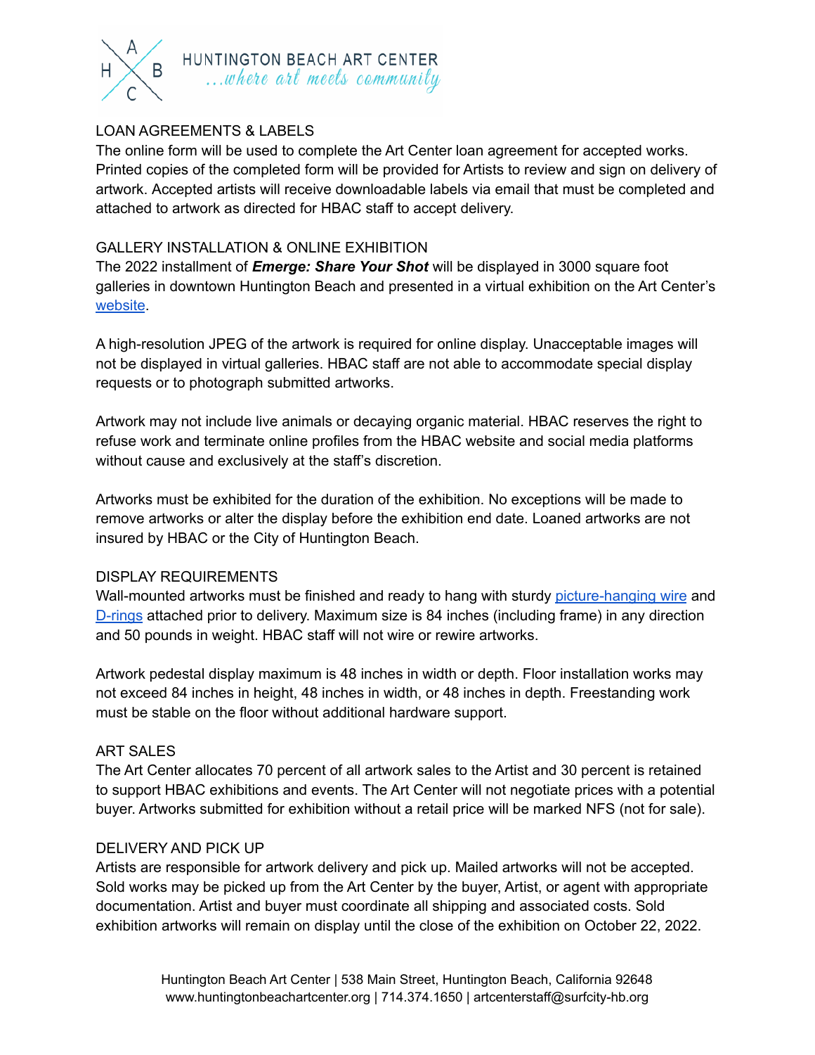## LOAN AGREEMENTS & LABELS

The online form will be used to complete the Art Center loan agreement for accepted works. Printed copies of the completed form will be provided for Artists to review and sign on delivery of artwork. Accepted artists will receive downloadable labels via email that must be completed and attached to artwork as directed for HBAC staff to accept delivery.

## GALLERY INSTALLATION & ONLINE EXHIBITION

The 2022 installment of ***Emerge: Share Your Shot*** will be displayed in 3000 square foot galleries in downtown Huntington Beach and presented in a virtual exhibition on the Art Center's [website](#).

A high-resolution JPEG of the artwork is required for online display. Unacceptable images will not be displayed in virtual galleries. HBAC staff are not able to accommodate special display requests or to photograph submitted artworks.

Artwork may not include live animals or decaying organic material. HBAC reserves the right to refuse work and terminate online profiles from the HBAC website and social media platforms without cause and exclusively at the staff's discretion.

Artworks must be exhibited for the duration of the exhibition. No exceptions will be made to remove artworks or alter the display before the exhibition end date. Loaned artworks are not insured by HBAC or the City of Huntington Beach.

## DISPLAY REQUIREMENTS

Wall-mounted artworks must be finished and ready to hang with sturdy [picture-hanging wire](#) and [D-rings](#) attached prior to delivery. Maximum size is 84 inches (including frame) in any direction and 50 pounds in weight. HBAC staff will not wire or rewire artworks.

Artwork pedestal display maximum is 48 inches in width or depth. Floor installation works may not exceed 84 inches in height, 48 inches in width, or 48 inches in depth. Freestanding work must be stable on the floor without additional hardware support.

## ART SALES

The Art Center allocates 70 percent of all artwork sales to the Artist and 30 percent is retained to support HBAC exhibitions and events. The Art Center will not negotiate prices with a potential buyer. Artworks submitted for exhibition without a retail price will be marked NFS (not for sale).

## DELIVERY AND PICK UP

Artists are responsible for artwork delivery and pick up. Mailed artworks will not be accepted. Sold works may be picked up from the Art Center by the buyer, Artist, or agent with appropriate documentation. Artist and buyer must coordinate all shipping and associated costs. Sold exhibition artworks will remain on display until the close of the exhibition on October 22, 2022.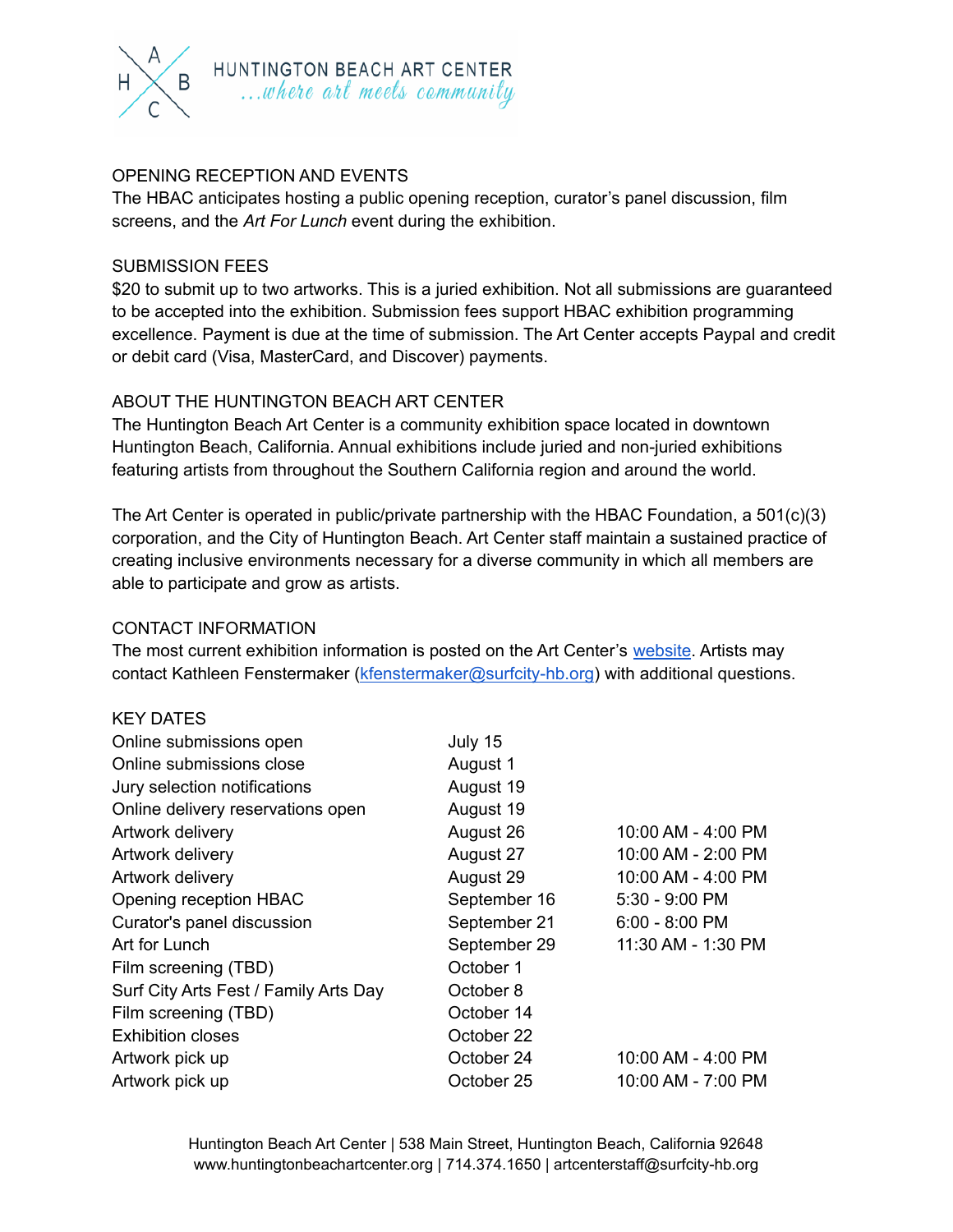HUNTINGTON BEACH ART CENTER
*...where art meets community*

## OPENING RECEPTION AND EVENTS

The HBAC anticipates hosting a public opening reception, curator's panel discussion, film screens, and the *Art For Lunch* event during the exhibition.

## SUBMISSION FEES

$20 to submit up to two artworks. This is a juried exhibition. Not all submissions are guaranteed to be accepted into the exhibition. Submission fees support HBAC exhibition programming excellence. Payment is due at the time of submission. The Art Center accepts Paypal and credit or debit card (Visa, MasterCard, and Discover) payments.

## ABOUT THE HUNTINGTON BEACH ART CENTER

The Huntington Beach Art Center is a community exhibition space located in downtown Huntington Beach, California. Annual exhibitions include juried and non-juried exhibitions featuring artists from throughout the Southern California region and around the world.

The Art Center is operated in public/private partnership with the HBAC Foundation, a 501(c)(3) corporation, and the City of Huntington Beach. Art Center staff maintain a sustained practice of creating inclusive environments necessary for a diverse community in which all members are able to participate and grow as artists.

## CONTACT INFORMATION

The most current exhibition information is posted on the Art Center's website. Artists may contact Kathleen Fenstermaker (kfenstermaker@surfcity-hb.org) with additional questions.

## KEY DATES

| | | |
|---|---|---|
| Online submissions open | July 15 | |
| Online submissions close | August 1 | |
| Jury selection notifications | August 19 | |
| Online delivery reservations open | August 19 | |
| Artwork delivery | August 26 | 10:00 AM - 4:00 PM |
| Artwork delivery | August 27 | 10:00 AM - 2:00 PM |
| Artwork delivery | August 29 | 10:00 AM - 4:00 PM |
| Opening reception HBAC | September 16 | 5:30 - 9:00 PM |
| Curator's panel discussion | September 21 | 6:00 - 8:00 PM |
| Art for Lunch | September 29 | 11:30 AM - 1:30 PM |
| Film screening (TBD) | October 1 | |
| Surf City Arts Fest / Family Arts Day | October 8 | |
| Film screening (TBD) | October 14 | |
| Exhibition closes | October 22 | |
| Artwork pick up | October 24 | 10:00 AM - 4:00 PM |
| Artwork pick up | October 25 | 10:00 AM - 7:00 PM |

Huntington Beach Art Center | 538 Main Street, Huntington Beach, California 92648
www.huntingtonbeachartcenter.org | 714.374.1650 | artcenterstaff@surfcity-hb.org